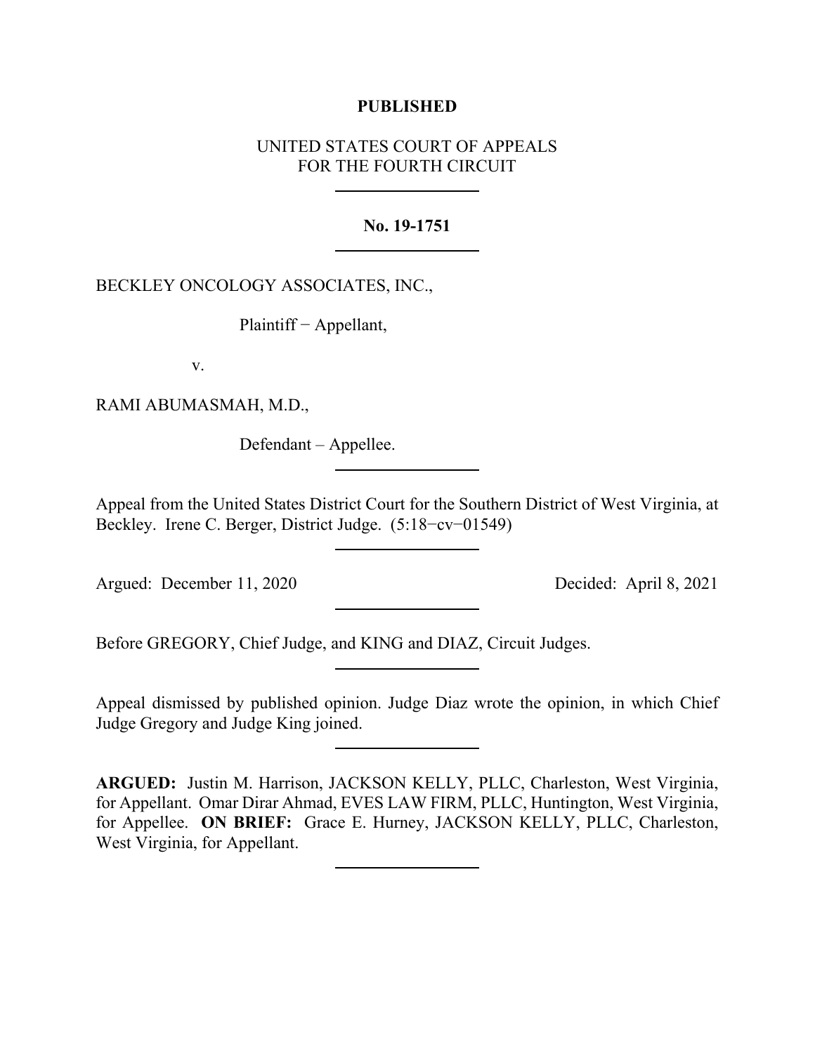**PUBLISHED**

UNITED STATES COURT OF APPEALS
FOR THE FOURTH CIRCUIT

---

**No. 19-1751**

---

BECKLEY ONCOLOGY ASSOCIATES, INC.,

Plaintiff − Appellant,

v.

RAMI ABUMASMAH, M.D.,

Defendant – Appellee.

---

Appeal from the United States District Court for the Southern District of West Virginia, at Beckley. Irene C. Berger, District Judge. (5:18−cv−01549)

---

Argued: December 11, 2020    Decided: April 8, 2021

---

Before GREGORY, Chief Judge, and KING and DIAZ, Circuit Judges.

---

Appeal dismissed by published opinion. Judge Diaz wrote the opinion, in which Chief Judge Gregory and Judge King joined.

---

**ARGUED:** Justin M. Harrison, JACKSON KELLY, PLLC, Charleston, West Virginia, for Appellant. Omar Dirar Ahmad, EVES LAW FIRM, PLLC, Huntington, West Virginia, for Appellee. **ON BRIEF:** Grace E. Hurney, JACKSON KELLY, PLLC, Charleston, West Virginia, for Appellant.

---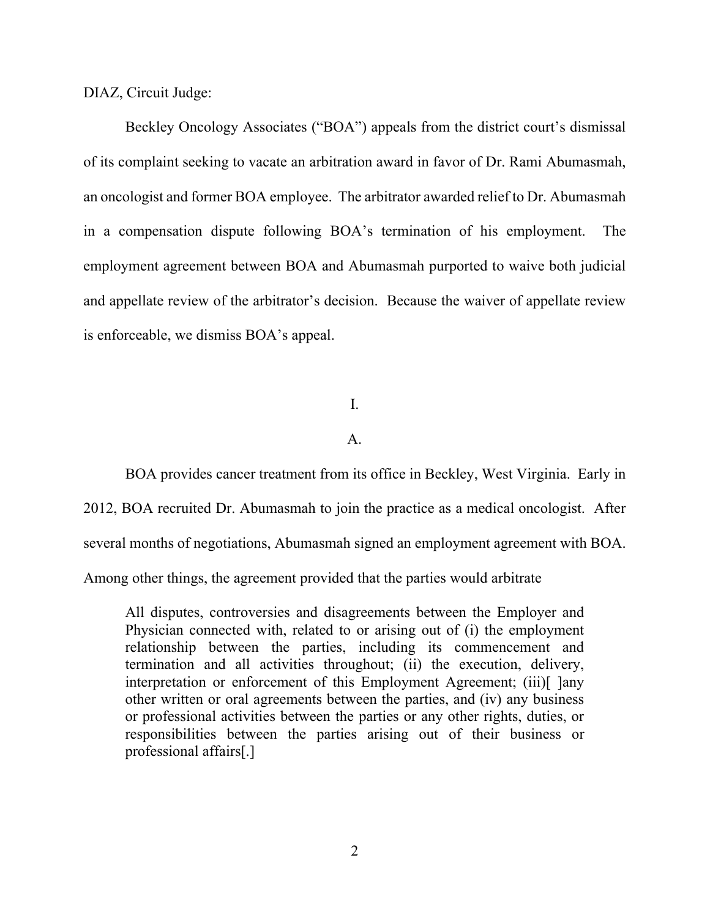DIAZ, Circuit Judge:

Beckley Oncology Associates ("BOA") appeals from the district court's dismissal of its complaint seeking to vacate an arbitration award in favor of Dr. Rami Abumasmah, an oncologist and former BOA employee. The arbitrator awarded relief to Dr. Abumasmah in a compensation dispute following BOA's termination of his employment. The employment agreement between BOA and Abumasmah purported to waive both judicial and appellate review of the arbitrator's decision. Because the waiver of appellate review is enforceable, we dismiss BOA's appeal.

I.

A.

BOA provides cancer treatment from its office in Beckley, West Virginia. Early in 2012, BOA recruited Dr. Abumasmah to join the practice as a medical oncologist. After several months of negotiations, Abumasmah signed an employment agreement with BOA. Among other things, the agreement provided that the parties would arbitrate

> All disputes, controversies and disagreements between the Employer and Physician connected with, related to or arising out of (i) the employment relationship between the parties, including its commencement and termination and all activities throughout; (ii) the execution, delivery, interpretation or enforcement of this Employment Agreement; (iii)[ ]any other written or oral agreements between the parties, and (iv) any business or professional activities between the parties or any other rights, duties, or responsibilities between the parties arising out of their business or professional affairs[.]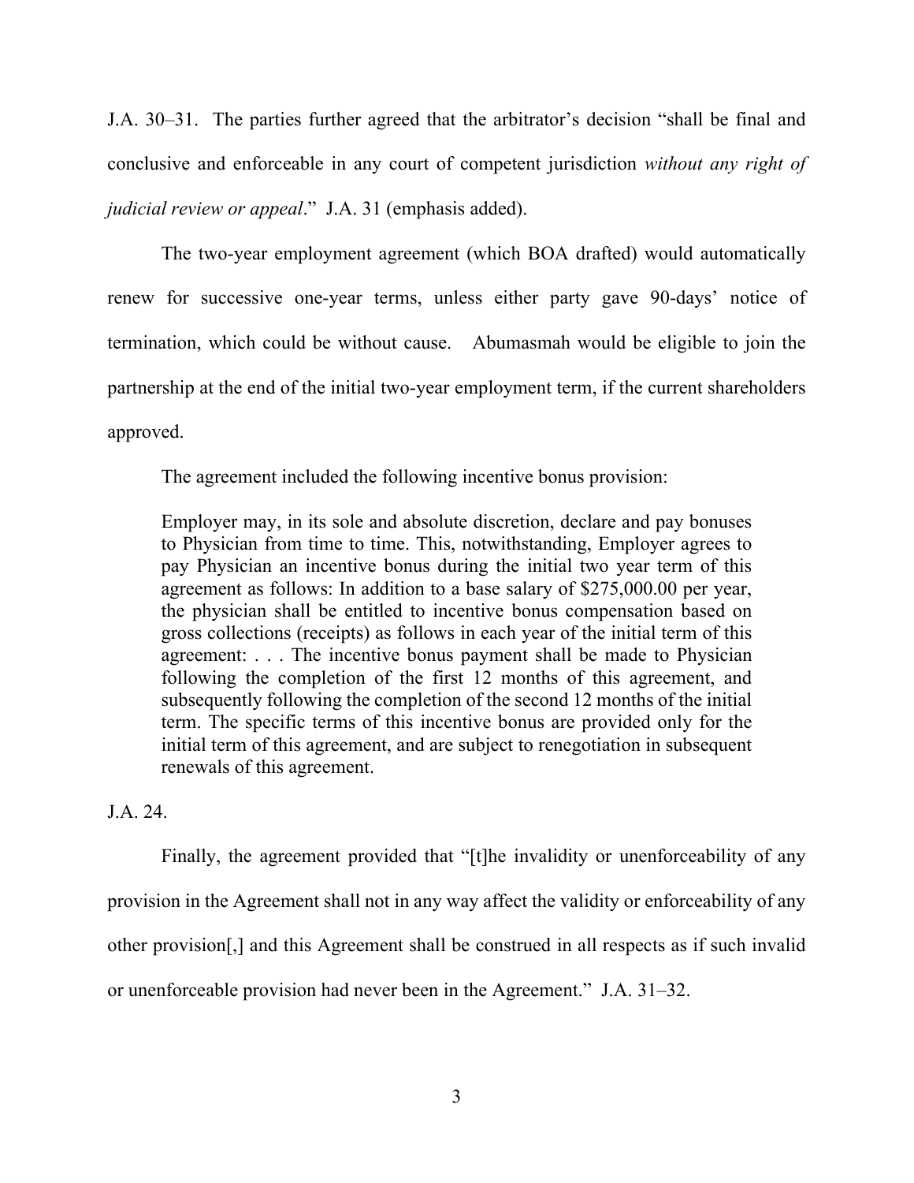J.A. 30–31. The parties further agreed that the arbitrator's decision "shall be final and conclusive and enforceable in any court of competent jurisdiction *without any right of judicial review or appeal*." J.A. 31 (emphasis added).

The two-year employment agreement (which BOA drafted) would automatically renew for successive one-year terms, unless either party gave 90-days' notice of termination, which could be without cause. Abumasmah would be eligible to join the partnership at the end of the initial two-year employment term, if the current shareholders approved.

The agreement included the following incentive bonus provision:

> Employer may, in its sole and absolute discretion, declare and pay bonuses to Physician from time to time. This, notwithstanding, Employer agrees to pay Physician an incentive bonus during the initial two year term of this agreement as follows: In addition to a base salary of $275,000.00 per year, the physician shall be entitled to incentive bonus compensation based on gross collections (receipts) as follows in each year of the initial term of this agreement: . . . The incentive bonus payment shall be made to Physician following the completion of the first 12 months of this agreement, and subsequently following the completion of the second 12 months of the initial term. The specific terms of this incentive bonus are provided only for the initial term of this agreement, and are subject to renegotiation in subsequent renewals of this agreement.

J.A. 24.

Finally, the agreement provided that "[t]he invalidity or unenforceability of any provision in the Agreement shall not in any way affect the validity or enforceability of any other provision[,] and this Agreement shall be construed in all respects as if such invalid or unenforceable provision had never been in the Agreement." J.A. 31–32.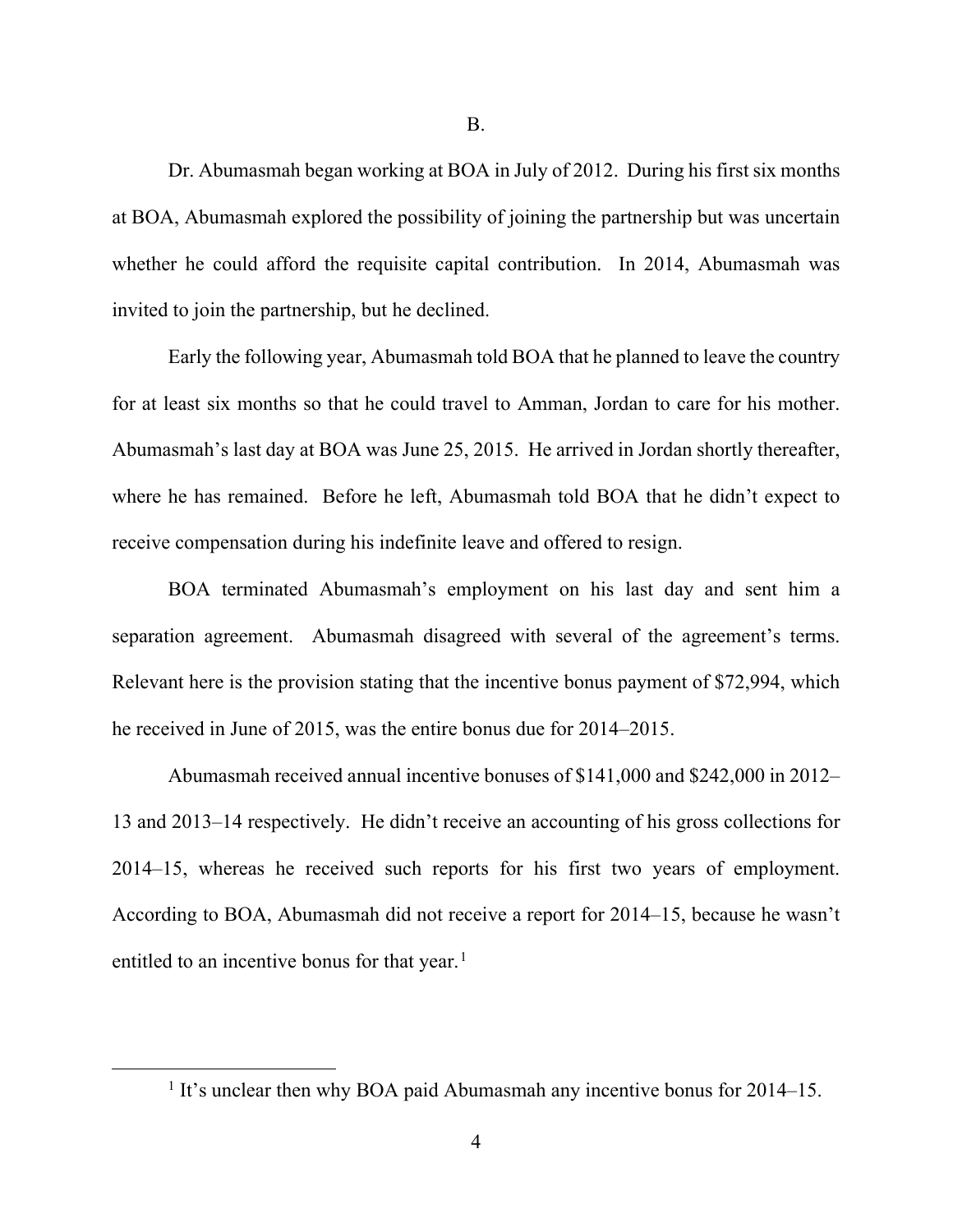## B.

Dr. Abumasmah began working at BOA in July of 2012. During his first six months at BOA, Abumasmah explored the possibility of joining the partnership but was uncertain whether he could afford the requisite capital contribution. In 2014, Abumasmah was invited to join the partnership, but he declined.

Early the following year, Abumasmah told BOA that he planned to leave the country for at least six months so that he could travel to Amman, Jordan to care for his mother. Abumasmah's last day at BOA was June 25, 2015. He arrived in Jordan shortly thereafter, where he has remained. Before he left, Abumasmah told BOA that he didn't expect to receive compensation during his indefinite leave and offered to resign.

BOA terminated Abumasmah's employment on his last day and sent him a separation agreement. Abumasmah disagreed with several of the agreement's terms. Relevant here is the provision stating that the incentive bonus payment of $72,994, which he received in June of 2015, was the entire bonus due for 2014–2015.

Abumasmah received annual incentive bonuses of $141,000 and $242,000 in 2012–13 and 2013–14 respectively. He didn't receive an accounting of his gross collections for 2014–15, whereas he received such reports for his first two years of employment. According to BOA, Abumasmah did not receive a report for 2014–15, because he wasn't entitled to an incentive bonus for that year.[1]

---

[1] It's unclear then why BOA paid Abumasmah any incentive bonus for 2014–15.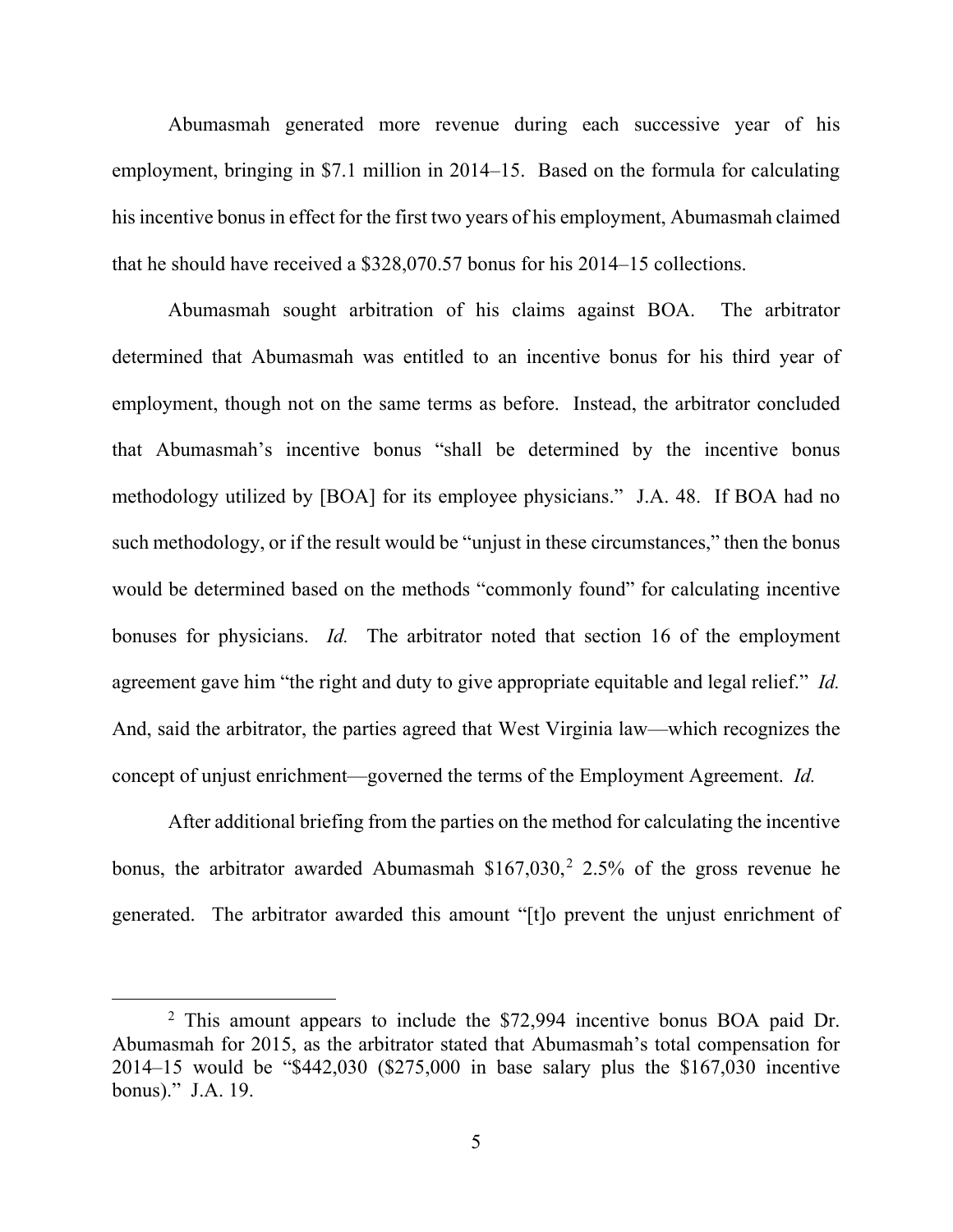Abumasmah generated more revenue during each successive year of his employment, bringing in $7.1 million in 2014–15. Based on the formula for calculating his incentive bonus in effect for the first two years of his employment, Abumasmah claimed that he should have received a $328,070.57 bonus for his 2014–15 collections.

Abumasmah sought arbitration of his claims against BOA. The arbitrator determined that Abumasmah was entitled to an incentive bonus for his third year of employment, though not on the same terms as before. Instead, the arbitrator concluded that Abumasmah's incentive bonus "shall be determined by the incentive bonus methodology utilized by [BOA] for its employee physicians." J.A. 48. If BOA had no such methodology, or if the result would be "unjust in these circumstances," then the bonus would be determined based on the methods "commonly found" for calculating incentive bonuses for physicians. *Id.* The arbitrator noted that section 16 of the employment agreement gave him "the right and duty to give appropriate equitable and legal relief." *Id.* And, said the arbitrator, the parties agreed that West Virginia law—which recognizes the concept of unjust enrichment—governed the terms of the Employment Agreement. *Id.*

After additional briefing from the parties on the method for calculating the incentive bonus, the arbitrator awarded Abumasmah $167,030,[2] 2.5% of the gross revenue he generated. The arbitrator awarded this amount "[t]o prevent the unjust enrichment of

[2] This amount appears to include the $72,994 incentive bonus BOA paid Dr. Abumasmah for 2015, as the arbitrator stated that Abumasmah's total compensation for 2014–15 would be "$442,030 ($275,000 in base salary plus the $167,030 incentive bonus)." J.A. 19.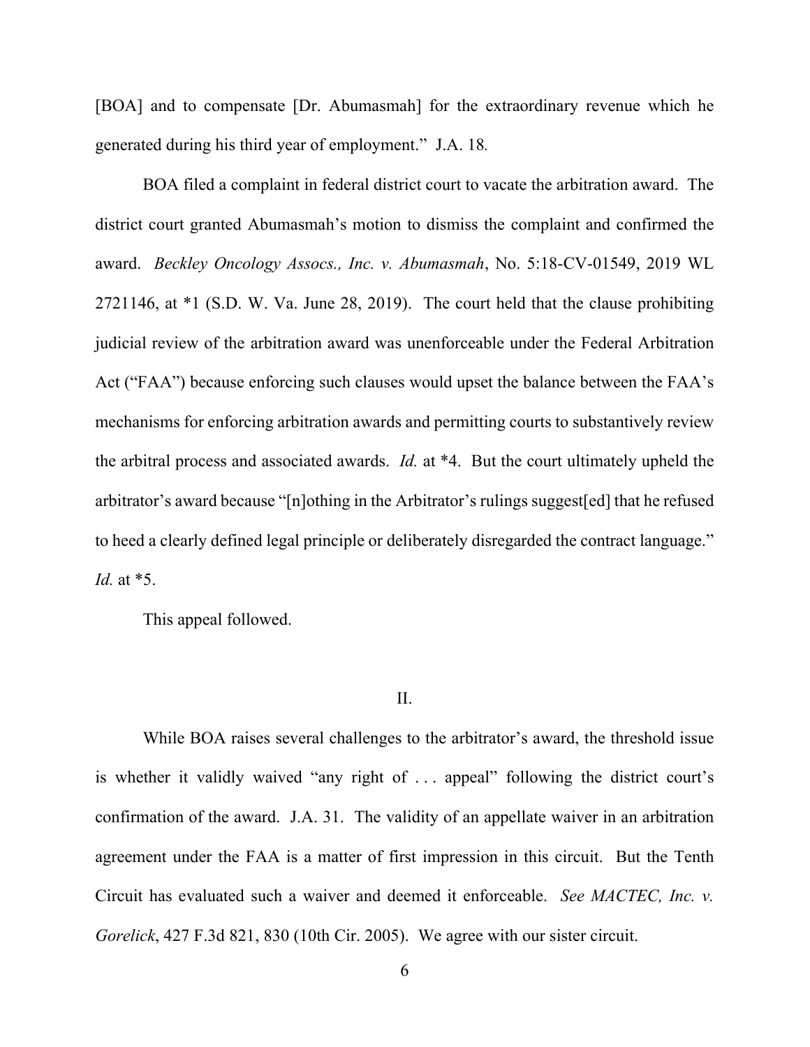[BOA] and to compensate [Dr. Abumasmah] for the extraordinary revenue which he generated during his third year of employment." J.A. 18.

BOA filed a complaint in federal district court to vacate the arbitration award. The district court granted Abumasmah's motion to dismiss the complaint and confirmed the award. *Beckley Oncology Assocs., Inc. v. Abumasmah*, No. 5:18-CV-01549, 2019 WL 2721146, at *1 (S.D. W. Va. June 28, 2019). The court held that the clause prohibiting judicial review of the arbitration award was unenforceable under the Federal Arbitration Act ("FAA") because enforcing such clauses would upset the balance between the FAA's mechanisms for enforcing arbitration awards and permitting courts to substantively review the arbitral process and associated awards. *Id.* at *4. But the court ultimately upheld the arbitrator's award because "[n]othing in the Arbitrator's rulings suggest[ed] that he refused to heed a clearly defined legal principle or deliberately disregarded the contract language." *Id.* at *5.

This appeal followed.

## II.

While BOA raises several challenges to the arbitrator's award, the threshold issue is whether it validly waived "any right of . . . appeal" following the district court's confirmation of the award. J.A. 31. The validity of an appellate waiver in an arbitration agreement under the FAA is a matter of first impression in this circuit. But the Tenth Circuit has evaluated such a waiver and deemed it enforceable. *See MACTEC, Inc. v. Gorelick*, 427 F.3d 821, 830 (10th Cir. 2005). We agree with our sister circuit.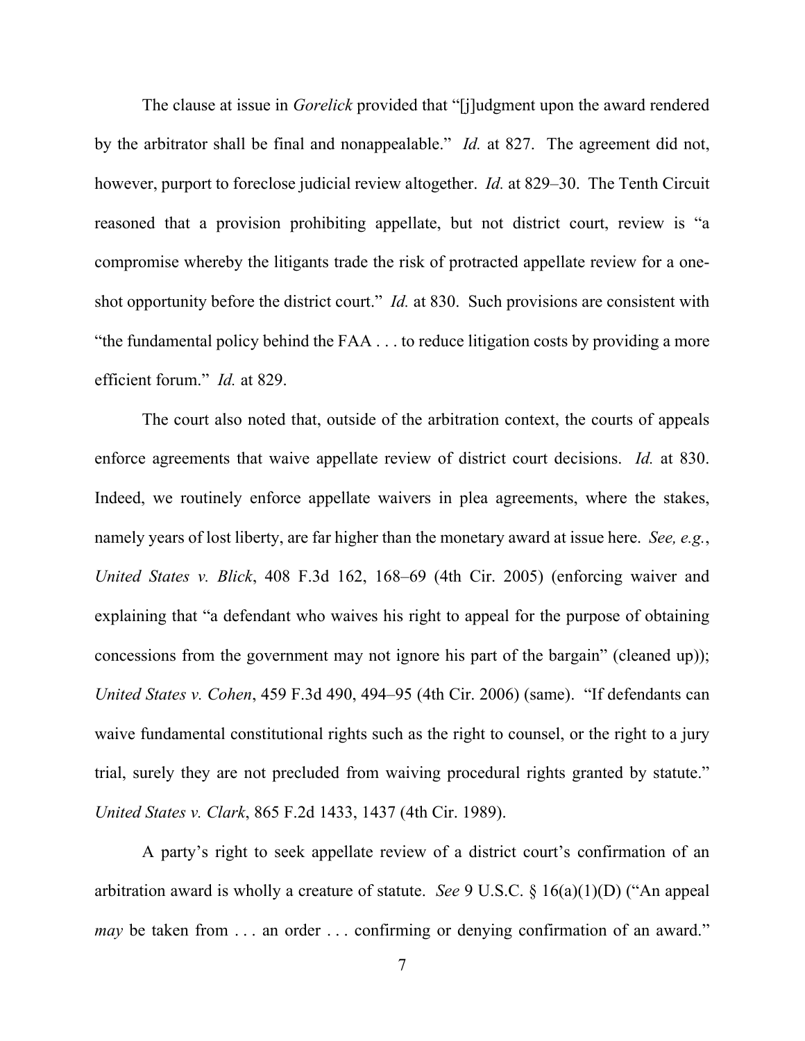The clause at issue in *Gorelick* provided that "[j]udgment upon the award rendered by the arbitrator shall be final and nonappealable." *Id.* at 827. The agreement did not, however, purport to foreclose judicial review altogether. *Id.* at 829–30. The Tenth Circuit reasoned that a provision prohibiting appellate, but not district court, review is "a compromise whereby the litigants trade the risk of protracted appellate review for a one-shot opportunity before the district court." *Id.* at 830. Such provisions are consistent with "the fundamental policy behind the FAA . . . to reduce litigation costs by providing a more efficient forum." *Id.* at 829.

The court also noted that, outside of the arbitration context, the courts of appeals enforce agreements that waive appellate review of district court decisions. *Id.* at 830. Indeed, we routinely enforce appellate waivers in plea agreements, where the stakes, namely years of lost liberty, are far higher than the monetary award at issue here. *See, e.g.*, *United States v. Blick*, 408 F.3d 162, 168–69 (4th Cir. 2005) (enforcing waiver and explaining that "a defendant who waives his right to appeal for the purpose of obtaining concessions from the government may not ignore his part of the bargain" (cleaned up)); *United States v. Cohen*, 459 F.3d 490, 494–95 (4th Cir. 2006) (same). "If defendants can waive fundamental constitutional rights such as the right to counsel, or the right to a jury trial, surely they are not precluded from waiving procedural rights granted by statute." *United States v. Clark*, 865 F.2d 1433, 1437 (4th Cir. 1989).

A party's right to seek appellate review of a district court's confirmation of an arbitration award is wholly a creature of statute. *See* 9 U.S.C. § 16(a)(1)(D) ("An appeal *may* be taken from . . . an order . . . confirming or denying confirmation of an award."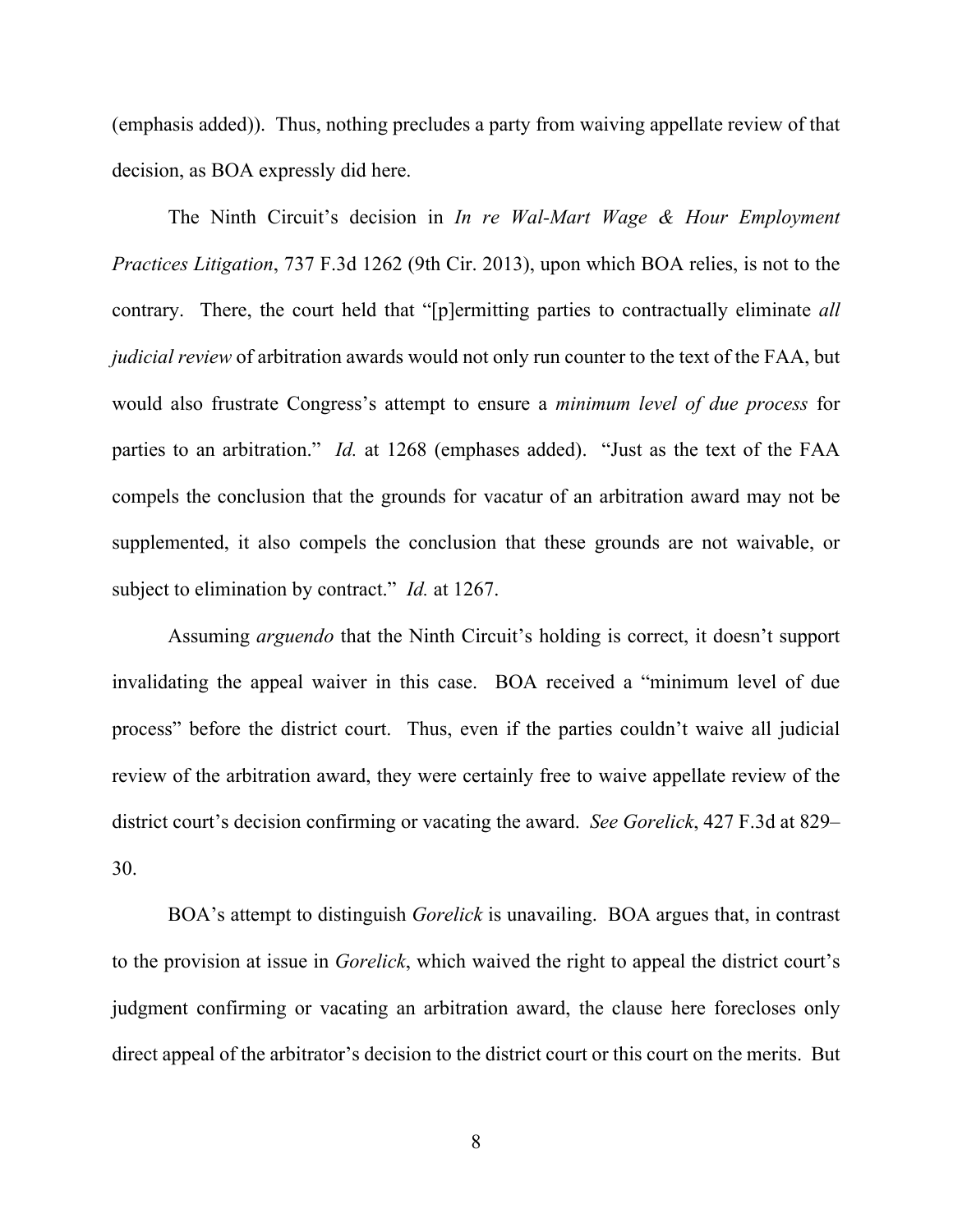(emphasis added)). Thus, nothing precludes a party from waiving appellate review of that decision, as BOA expressly did here.

The Ninth Circuit's decision in *In re Wal-Mart Wage & Hour Employment Practices Litigation*, 737 F.3d 1262 (9th Cir. 2013), upon which BOA relies, is not to the contrary. There, the court held that "[p]ermitting parties to contractually eliminate *all judicial review* of arbitration awards would not only run counter to the text of the FAA, but would also frustrate Congress's attempt to ensure a *minimum level of due process* for parties to an arbitration." *Id.* at 1268 (emphases added). "Just as the text of the FAA compels the conclusion that the grounds for vacatur of an arbitration award may not be supplemented, it also compels the conclusion that these grounds are not waivable, or subject to elimination by contract." *Id.* at 1267.

Assuming *arguendo* that the Ninth Circuit's holding is correct, it doesn't support invalidating the appeal waiver in this case. BOA received a "minimum level of due process" before the district court. Thus, even if the parties couldn't waive all judicial review of the arbitration award, they were certainly free to waive appellate review of the district court's decision confirming or vacating the award. *See Gorelick*, 427 F.3d at 829–30.

BOA's attempt to distinguish *Gorelick* is unavailing. BOA argues that, in contrast to the provision at issue in *Gorelick*, which waived the right to appeal the district court's judgment confirming or vacating an arbitration award, the clause here forecloses only direct appeal of the arbitrator's decision to the district court or this court on the merits. But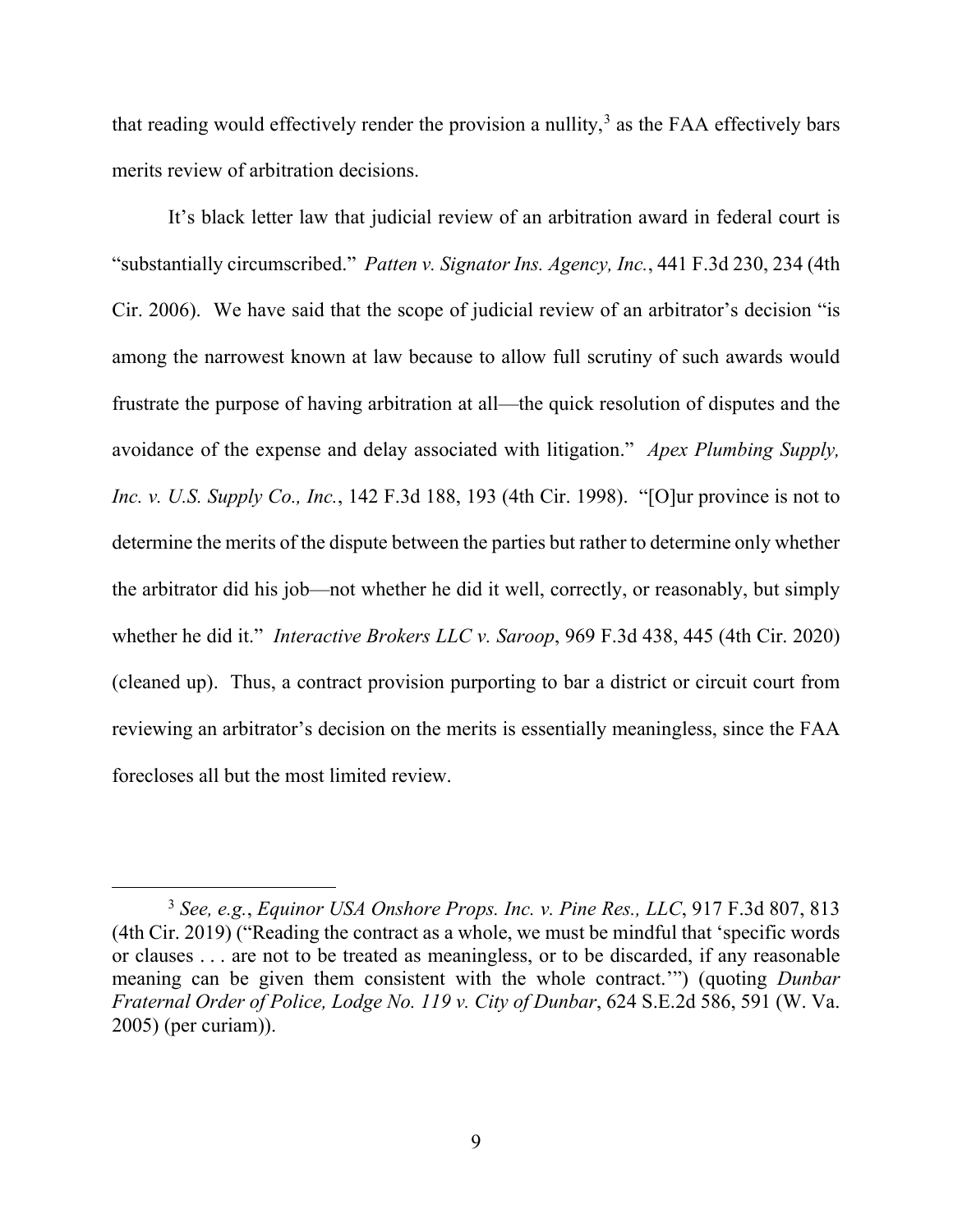that reading would effectively render the provision a nullity,[3] as the FAA effectively bars merits review of arbitration decisions.

It's black letter law that judicial review of an arbitration award in federal court is "substantially circumscribed." *Patten v. Signator Ins. Agency, Inc.*, 441 F.3d 230, 234 (4th Cir. 2006). We have said that the scope of judicial review of an arbitrator's decision "is among the narrowest known at law because to allow full scrutiny of such awards would frustrate the purpose of having arbitration at all—the quick resolution of disputes and the avoidance of the expense and delay associated with litigation." *Apex Plumbing Supply, Inc. v. U.S. Supply Co., Inc.*, 142 F.3d 188, 193 (4th Cir. 1998). "[O]ur province is not to determine the merits of the dispute between the parties but rather to determine only whether the arbitrator did his job—not whether he did it well, correctly, or reasonably, but simply whether he did it." *Interactive Brokers LLC v. Saroop*, 969 F.3d 438, 445 (4th Cir. 2020) (cleaned up). Thus, a contract provision purporting to bar a district or circuit court from reviewing an arbitrator's decision on the merits is essentially meaningless, since the FAA forecloses all but the most limited review.

---

[3] *See, e.g.*, *Equinor USA Onshore Props. Inc. v. Pine Res., LLC*, 917 F.3d 807, 813 (4th Cir. 2019) ("Reading the contract as a whole, we must be mindful that 'specific words or clauses . . . are not to be treated as meaningless, or to be discarded, if any reasonable meaning can be given them consistent with the whole contract.'") (quoting *Dunbar Fraternal Order of Police, Lodge No. 119 v. City of Dunbar*, 624 S.E.2d 586, 591 (W. Va. 2005) (per curiam)).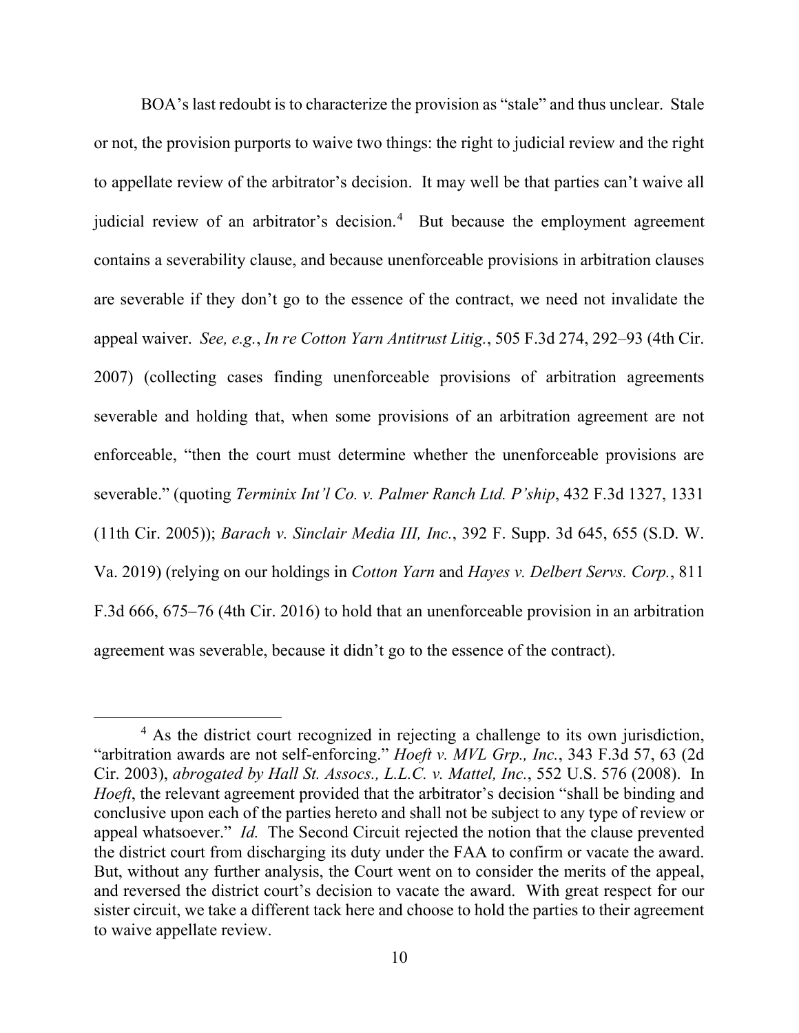BOA's last redoubt is to characterize the provision as "stale" and thus unclear. Stale or not, the provision purports to waive two things: the right to judicial review and the right to appellate review of the arbitrator's decision. It may well be that parties can't waive all judicial review of an arbitrator's decision.[4] But because the employment agreement contains a severability clause, and because unenforceable provisions in arbitration clauses are severable if they don't go to the essence of the contract, we need not invalidate the appeal waiver. *See, e.g.*, *In re Cotton Yarn Antitrust Litig.*, 505 F.3d 274, 292–93 (4th Cir. 2007) (collecting cases finding unenforceable provisions of arbitration agreements severable and holding that, when some provisions of an arbitration agreement are not enforceable, "then the court must determine whether the unenforceable provisions are severable." (quoting *Terminix Int'l Co. v. Palmer Ranch Ltd. P'ship*, 432 F.3d 1327, 1331 (11th Cir. 2005)); *Barach v. Sinclair Media III, Inc.*, 392 F. Supp. 3d 645, 655 (S.D. W. Va. 2019) (relying on our holdings in *Cotton Yarn* and *Hayes v. Delbert Servs. Corp.*, 811 F.3d 666, 675–76 (4th Cir. 2016) to hold that an unenforceable provision in an arbitration agreement was severable, because it didn't go to the essence of the contract).

---

[4] As the district court recognized in rejecting a challenge to its own jurisdiction, "arbitration awards are not self-enforcing." *Hoeft v. MVL Grp., Inc.*, 343 F.3d 57, 63 (2d Cir. 2003), *abrogated by Hall St. Assocs., L.L.C. v. Mattel, Inc.*, 552 U.S. 576 (2008). In *Hoeft*, the relevant agreement provided that the arbitrator's decision "shall be binding and conclusive upon each of the parties hereto and shall not be subject to any type of review or appeal whatsoever." *Id.* The Second Circuit rejected the notion that the clause prevented the district court from discharging its duty under the FAA to confirm or vacate the award. But, without any further analysis, the Court went on to consider the merits of the appeal, and reversed the district court's decision to vacate the award. With great respect for our sister circuit, we take a different tack here and choose to hold the parties to their agreement to waive appellate review.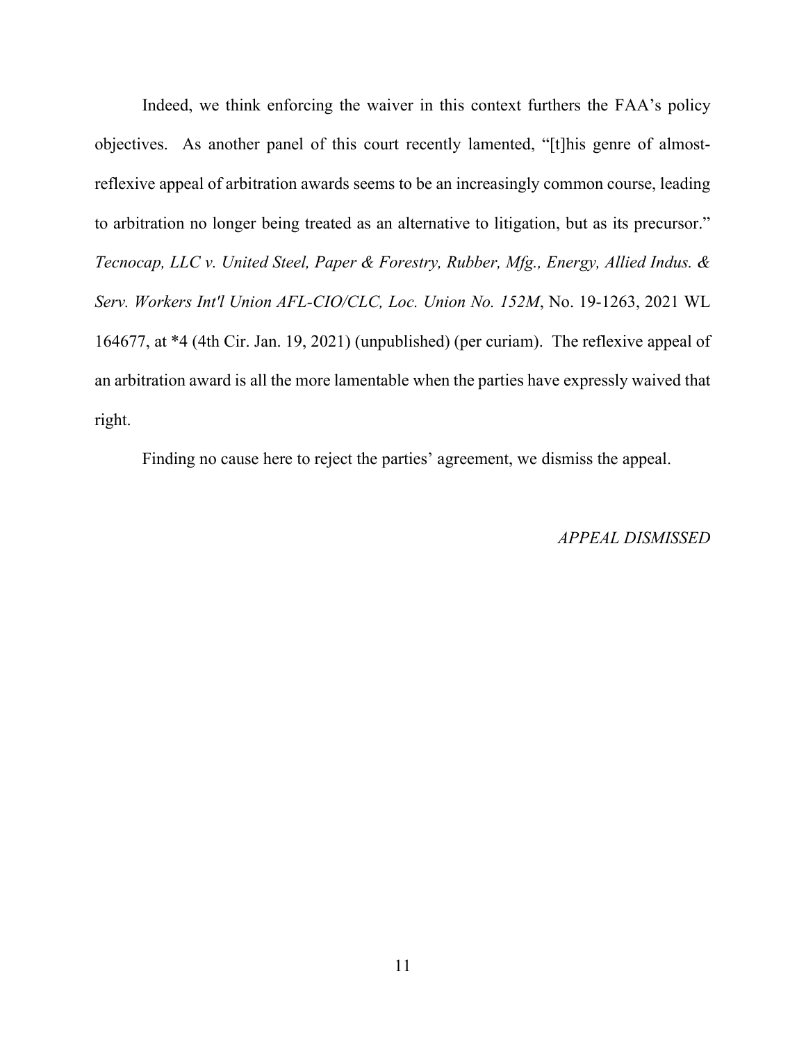Indeed, we think enforcing the waiver in this context furthers the FAA's policy objectives. As another panel of this court recently lamented, "[t]his genre of almost-reflexive appeal of arbitration awards seems to be an increasingly common course, leading to arbitration no longer being treated as an alternative to litigation, but as its precursor." *Tecnocap, LLC v. United Steel, Paper & Forestry, Rubber, Mfg., Energy, Allied Indus. & Serv. Workers Int'l Union AFL-CIO/CLC, Loc. Union No. 152M*, No. 19-1263, 2021 WL 164677, at *4 (4th Cir. Jan. 19, 2021) (unpublished) (per curiam). The reflexive appeal of an arbitration award is all the more lamentable when the parties have expressly waived that right.

Finding no cause here to reject the parties' agreement, we dismiss the appeal.

*APPEAL DISMISSED*